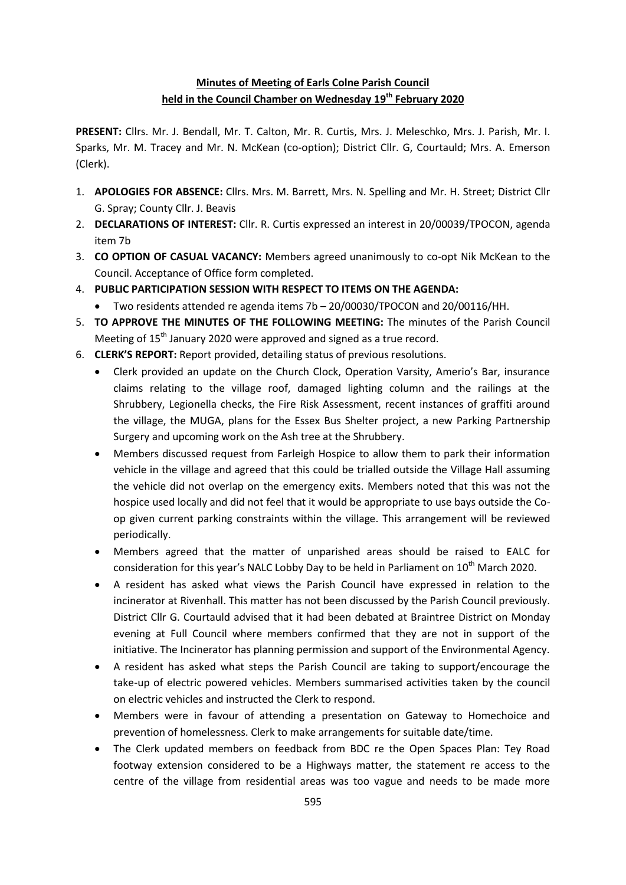**Minutes of Meeting of Earls Colne Parish Council**
**held in the Council Chamber on Wednesday 19th February 2020**

**PRESENT:** Cllrs. Mr. J. Bendall, Mr. T. Calton, Mr. R. Curtis, Mrs. J. Meleschko, Mrs. J. Parish, Mr. I. Sparks, Mr. M. Tracey and Mr. N. McKean (co-option); District Cllr. G, Courtauld; Mrs. A. Emerson (Clerk).

1. **APOLOGIES FOR ABSENCE:** Cllrs. Mrs. M. Barrett, Mrs. N. Spelling and Mr. H. Street; District Cllr G. Spray; County Cllr. J. Beavis
2. **DECLARATIONS OF INTEREST:** Cllr. R. Curtis expressed an interest in 20/00039/TPOCON, agenda item 7b
3. **CO OPTION OF CASUAL VACANCY:** Members agreed unanimously to co-opt Nik McKean to the Council. Acceptance of Office form completed.
4. **PUBLIC PARTICIPATION SESSION WITH RESPECT TO ITEMS ON THE AGENDA:**
   - Two residents attended re agenda items 7b – 20/00030/TPOCON and 20/00116/HH.
5. **TO APPROVE THE MINUTES OF THE FOLLOWING MEETING:** The minutes of the Parish Council Meeting of 15th January 2020 were approved and signed as a true record.
6. **CLERK'S REPORT:** Report provided, detailing status of previous resolutions.
   - Clerk provided an update on the Church Clock, Operation Varsity, Amerio's Bar, insurance claims relating to the village roof, damaged lighting column and the railings at the Shrubbery, Legionella checks, the Fire Risk Assessment, recent instances of graffiti around the village, the MUGA, plans for the Essex Bus Shelter project, a new Parking Partnership Surgery and upcoming work on the Ash tree at the Shrubbery.
   - Members discussed request from Farleigh Hospice to allow them to park their information vehicle in the village and agreed that this could be trialled outside the Village Hall assuming the vehicle did not overlap on the emergency exits. Members noted that this was not the hospice used locally and did not feel that it would be appropriate to use bays outside the Co-op given current parking constraints within the village. This arrangement will be reviewed periodically.
   - Members agreed that the matter of unparished areas should be raised to EALC for consideration for this year's NALC Lobby Day to be held in Parliament on 10th March 2020.
   - A resident has asked what views the Parish Council have expressed in relation to the incinerator at Rivenhall. This matter has not been discussed by the Parish Council previously. District Cllr G. Courtauld advised that it had been debated at Braintree District on Monday evening at Full Council where members confirmed that they are not in support of the initiative. The Incinerator has planning permission and support of the Environmental Agency.
   - A resident has asked what steps the Parish Council are taking to support/encourage the take-up of electric powered vehicles. Members summarised activities taken by the council on electric vehicles and instructed the Clerk to respond.
   - Members were in favour of attending a presentation on Gateway to Homechoice and prevention of homelessness. Clerk to make arrangements for suitable date/time.
   - The Clerk updated members on feedback from BDC re the Open Spaces Plan: Tey Road footway extension considered to be a Highways matter, the statement re access to the centre of the village from residential areas was too vague and needs to be made more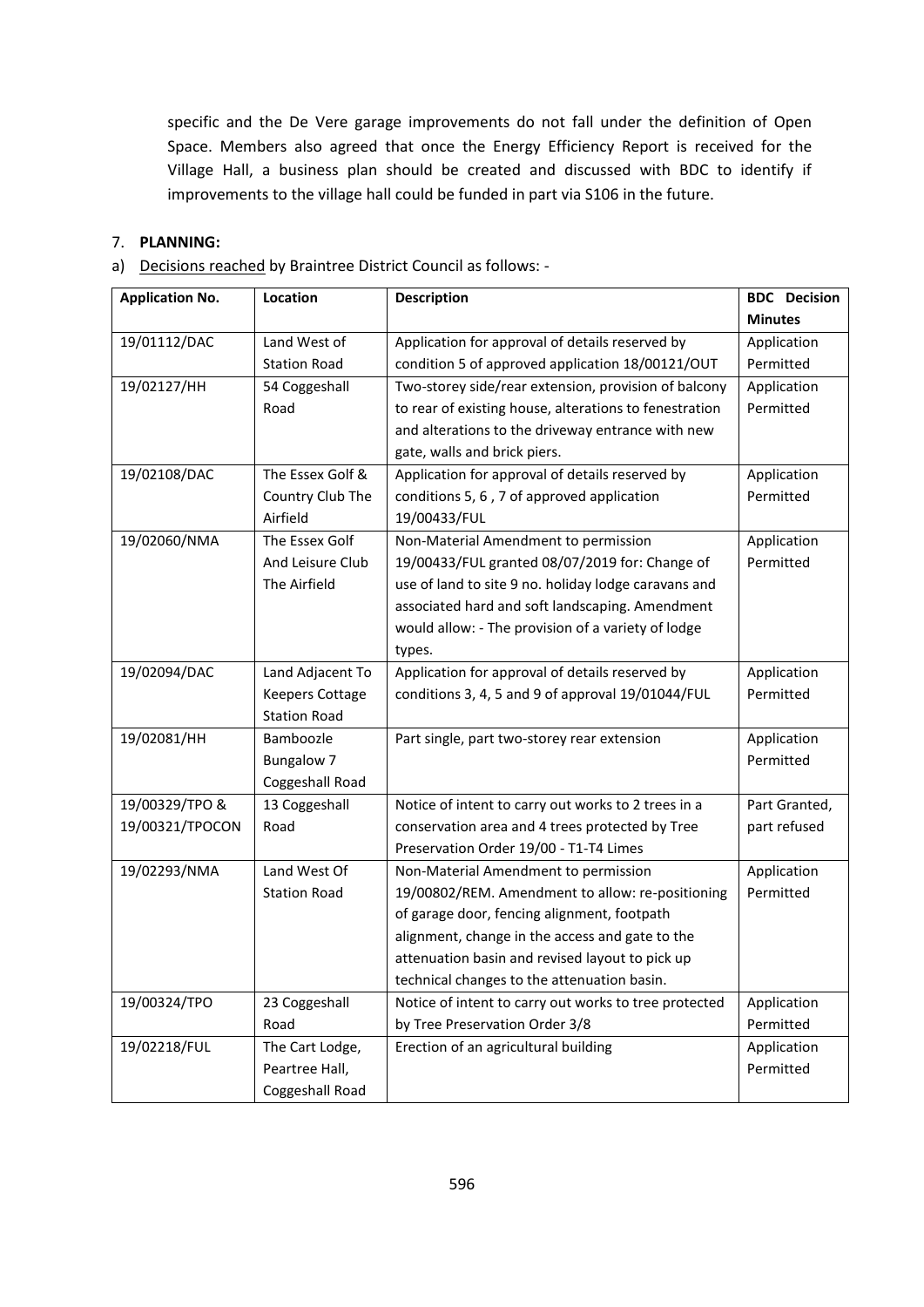specific and the De Vere garage improvements do not fall under the definition of Open Space. Members also agreed that once the Energy Efficiency Report is received for the Village Hall, a business plan should be created and discussed with BDC to identify if improvements to the village hall could be funded in part via S106 in the future.

7. **PLANNING:**

a) Decisions reached by Braintree District Council as follows: -

| Application No. | Location | Description | BDC Decision Minutes |
|---|---|---|---|
| 19/01112/DAC | Land West of Station Road | Application for approval of details reserved by condition 5 of approved application 18/00121/OUT | Application Permitted |
| 19/02127/HH | 54 Coggeshall Road | Two-storey side/rear extension, provision of balcony to rear of existing house, alterations to fenestration and alterations to the driveway entrance with new gate, walls and brick piers. | Application Permitted |
| 19/02108/DAC | The Essex Golf & Country Club The Airfield | Application for approval of details reserved by conditions 5, 6 , 7 of approved application 19/00433/FUL | Application Permitted |
| 19/02060/NMA | The Essex Golf And Leisure Club The Airfield | Non-Material Amendment to permission 19/00433/FUL granted 08/07/2019 for: Change of use of land to site 9 no. holiday lodge caravans and associated hard and soft landscaping. Amendment would allow: - The provision of a variety of lodge types. | Application Permitted |
| 19/02094/DAC | Land Adjacent To Keepers Cottage Station Road | Application for approval of details reserved by conditions 3, 4, 5 and 9 of approval 19/01044/FUL | Application Permitted |
| 19/02081/HH | Bamboozle Bungalow 7 Coggeshall Road | Part single, part two-storey rear extension | Application Permitted |
| 19/00329/TPO & 19/00321/TPOCON | 13 Coggeshall Road | Notice of intent to carry out works to 2 trees in a conservation area and 4 trees protected by Tree Preservation Order 19/00 - T1-T4 Limes | Part Granted, part refused |
| 19/02293/NMA | Land West Of Station Road | Non-Material Amendment to permission 19/00802/REM. Amendment to allow: re-positioning of garage door, fencing alignment, footpath alignment, change in the access and gate to the attenuation basin and revised layout to pick up technical changes to the attenuation basin. | Application Permitted |
| 19/00324/TPO | 23 Coggeshall Road | Notice of intent to carry out works to tree protected by Tree Preservation Order 3/8 | Application Permitted |
| 19/02218/FUL | The Cart Lodge, Peartree Hall, Coggeshall Road | Erection of an agricultural building | Application Permitted |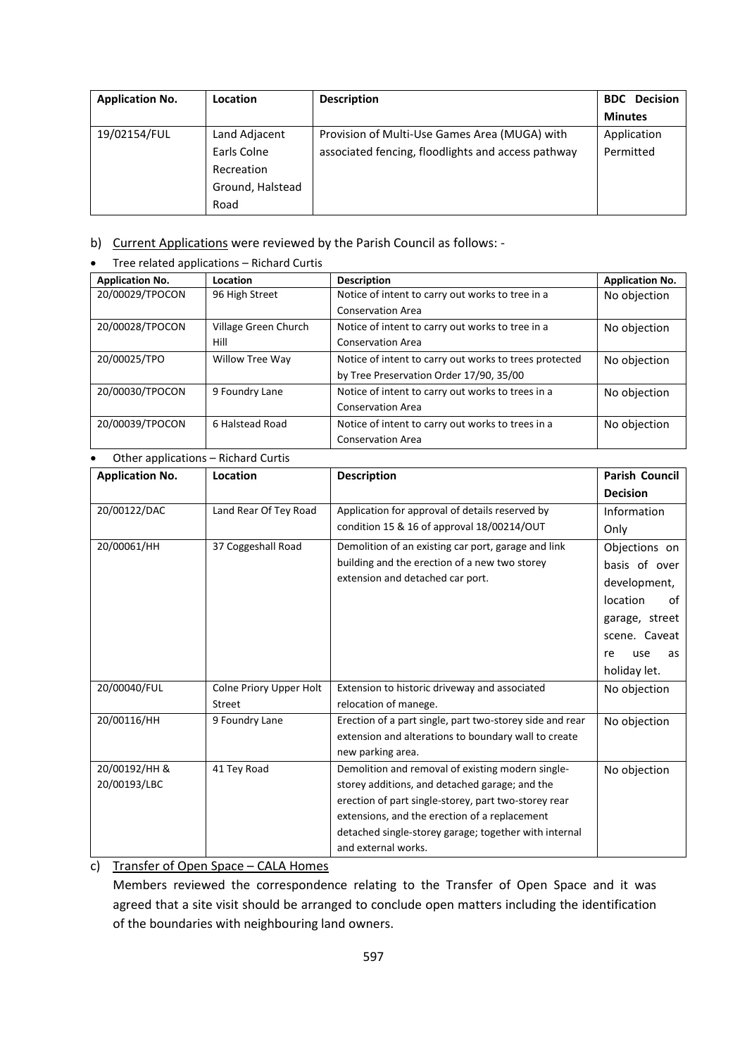| Application No. | Location | Description | BDC Decision Minutes |
|---|---|---|---|
| 19/02154/FUL | Land Adjacent Earls Colne Recreation Ground, Halstead Road | Provision of Multi-Use Games Area (MUGA) with associated fencing, floodlights and access pathway | Application Permitted |

b) Current Applications were reviewed by the Parish Council as follows: -

- Tree related applications – Richard Curtis

| Application No. | Location | Description | Application No. |
|---|---|---|---|
| 20/00029/TPOCON | 96 High Street | Notice of intent to carry out works to tree in a Conservation Area | No objection |
| 20/00028/TPOCON | Village Green Church Hill | Notice of intent to carry out works to tree in a Conservation Area | No objection |
| 20/00025/TPO | Willow Tree Way | Notice of intent to carry out works to trees protected by Tree Preservation Order 17/90, 35/00 | No objection |
| 20/00030/TPOCON | 9 Foundry Lane | Notice of intent to carry out works to trees in a Conservation Area | No objection |
| 20/00039/TPOCON | 6 Halstead Road | Notice of intent to carry out works to trees in a Conservation Area | No objection |

- Other applications – Richard Curtis

| Application No. | Location | Description | Parish Council Decision |
|---|---|---|---|
| 20/00122/DAC | Land Rear Of Tey Road | Application for approval of details reserved by condition 15 & 16 of approval 18/00214/OUT | Information Only |
| 20/00061/HH | 37 Coggeshall Road | Demolition of an existing car port, garage and link building and the erection of a new two storey extension and detached car port. | Objections on basis of over development, location of garage, street scene. Caveat re use as holiday let. |
| 20/00040/FUL | Colne Priory Upper Holt Street | Extension to historic driveway and associated relocation of manege. | No objection |
| 20/00116/HH | 9 Foundry Lane | Erection of a part single, part two-storey side and rear extension and alterations to boundary wall to create new parking area. | No objection |
| 20/00192/HH & 20/00193/LBC | 41 Tey Road | Demolition and removal of existing modern single-storey additions, and detached garage; and the erection of part single-storey, part two-storey rear extensions, and the erection of a replacement detached single-storey garage; together with internal and external works. | No objection |

c) Transfer of Open Space – CALA Homes

Members reviewed the correspondence relating to the Transfer of Open Space and it was agreed that a site visit should be arranged to conclude open matters including the identification of the boundaries with neighbouring land owners.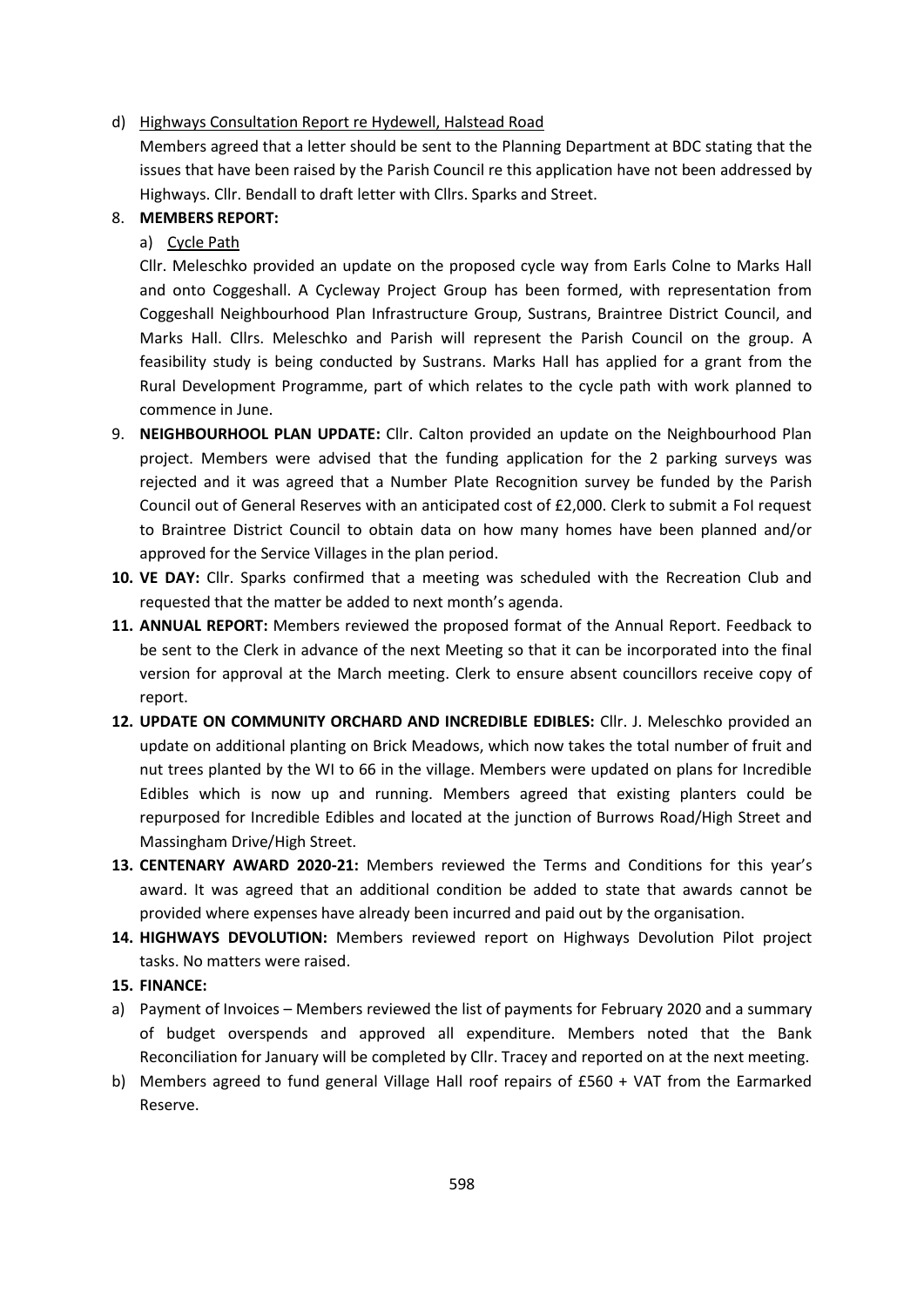d) <u>Highways Consultation Report re Hydewell, Halstead Road</u>

Members agreed that a letter should be sent to the Planning Department at BDC stating that the issues that have been raised by the Parish Council re this application have not been addressed by Highways. Cllr. Bendall to draft letter with Cllrs. Sparks and Street.

8. **MEMBERS REPORT:**

   a) <u>Cycle Path</u>

   Cllr. Meleschko provided an update on the proposed cycle way from Earls Colne to Marks Hall and onto Coggeshall. A Cycleway Project Group has been formed, with representation from Coggeshall Neighbourhood Plan Infrastructure Group, Sustrans, Braintree District Council, and Marks Hall. Cllrs. Meleschko and Parish will represent the Parish Council on the group. A feasibility study is being conducted by Sustrans. Marks Hall has applied for a grant from the Rural Development Programme, part of which relates to the cycle path with work planned to commence in June.

9. **NEIGHBOURHOOL PLAN UPDATE:** Cllr. Calton provided an update on the Neighbourhood Plan project. Members were advised that the funding application for the 2 parking surveys was rejected and it was agreed that a Number Plate Recognition survey be funded by the Parish Council out of General Reserves with an anticipated cost of £2,000. Clerk to submit a FoI request to Braintree District Council to obtain data on how many homes have been planned and/or approved for the Service Villages in the plan period.
10. **VE DAY:** Cllr. Sparks confirmed that a meeting was scheduled with the Recreation Club and requested that the matter be added to next month's agenda.
11. **ANNUAL REPORT:** Members reviewed the proposed format of the Annual Report. Feedback to be sent to the Clerk in advance of the next Meeting so that it can be incorporated into the final version for approval at the March meeting. Clerk to ensure absent councillors receive copy of report.
12. **UPDATE ON COMMUNITY ORCHARD AND INCREDIBLE EDIBLES:** Cllr. J. Meleschko provided an update on additional planting on Brick Meadows, which now takes the total number of fruit and nut trees planted by the WI to 66 in the village. Members were updated on plans for Incredible Edibles which is now up and running. Members agreed that existing planters could be repurposed for Incredible Edibles and located at the junction of Burrows Road/High Street and Massingham Drive/High Street.
13. **CENTENARY AWARD 2020-21:** Members reviewed the Terms and Conditions for this year's award. It was agreed that an additional condition be added to state that awards cannot be provided where expenses have already been incurred and paid out by the organisation.
14. **HIGHWAYS DEVOLUTION:** Members reviewed report on Highways Devolution Pilot project tasks. No matters were raised.
15. **FINANCE:**

a) Payment of Invoices – Members reviewed the list of payments for February 2020 and a summary of budget overspends and approved all expenditure. Members noted that the Bank Reconciliation for January will be completed by Cllr. Tracey and reported on at the next meeting.

b) Members agreed to fund general Village Hall roof repairs of £560 + VAT from the Earmarked Reserve.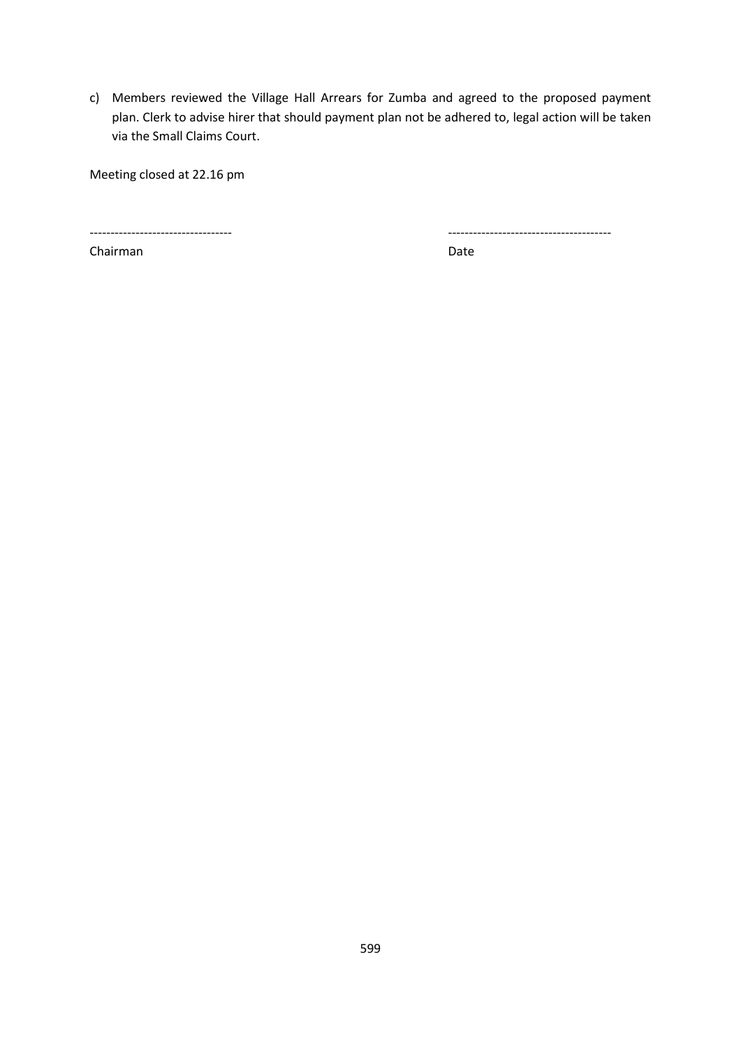c) Members reviewed the Village Hall Arrears for Zumba and agreed to the proposed payment plan. Clerk to advise hirer that should payment plan not be adhered to, legal action will be taken via the Small Claims Court.

Meeting closed at 22.16 pm

| | |
|---|---|
| ---------------------------------- | -------------------------------------- |
| Chairman | Date |